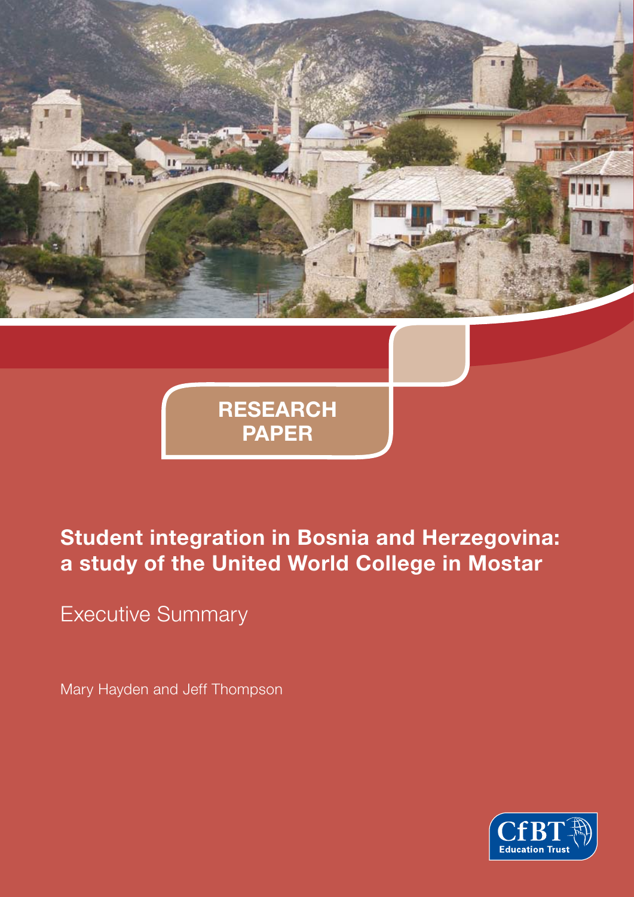RESEARCH PAPER

# Student integration in Bosnia and Herzegovina: a study of the United World College in Mostar

## Executive Summary

Mary Hayden and Jeff Thompson

CfBT Education Trust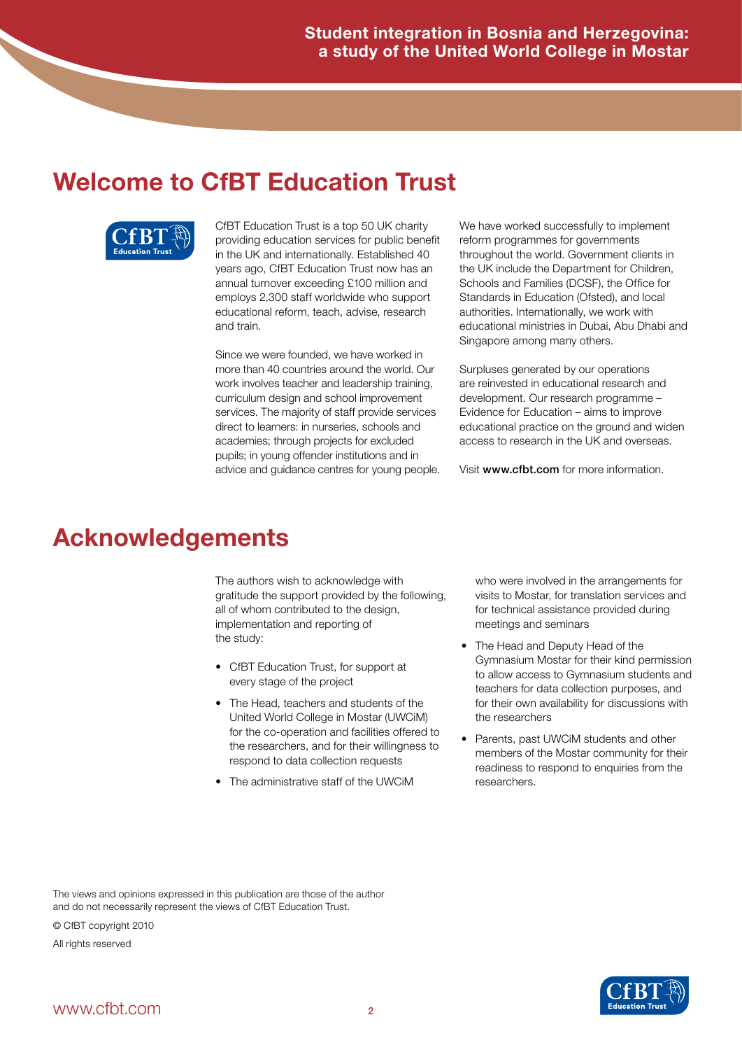# Welcome to CfBT Education Trust

CfBT Education Trust is a top 50 UK charity providing education services for public benefit in the UK and internationally. Established 40 years ago, CfBT Education Trust now has an annual turnover exceeding £100 million and employs 2,300 staff worldwide who support educational reform, teach, advise, research and train.

Since we were founded, we have worked in more than 40 countries around the world. Our work involves teacher and leadership training, curriculum design and school improvement services. The majority of staff provide services direct to learners: in nurseries, schools and academies; through projects for excluded pupils; in young offender institutions and in advice and guidance centres for young people.

We have worked successfully to implement reform programmes for governments throughout the world. Government clients in the UK include the Department for Children, Schools and Families (DCSF), the Office for Standards in Education (Ofsted), and local authorities. Internationally, we work with educational ministries in Dubai, Abu Dhabi and Singapore among many others.

Surpluses generated by our operations are reinvested in educational research and development. Our research programme – Evidence for Education – aims to improve educational practice on the ground and widen access to research in the UK and overseas.

Visit **www.cfbt.com** for more information.

# Acknowledgements

The authors wish to acknowledge with gratitude the support provided by the following, all of whom contributed to the design, implementation and reporting of the study:

- CfBT Education Trust, for support at every stage of the project
- The Head, teachers and students of the United World College in Mostar (UWCiM) for the co-operation and facilities offered to the researchers, and for their willingness to respond to data collection requests
- The administrative staff of the UWCiM who were involved in the arrangements for visits to Mostar, for translation services and for technical assistance provided during meetings and seminars
- The Head and Deputy Head of the Gymnasium Mostar for their kind permission to allow access to Gymnasium students and teachers for data collection purposes, and for their own availability for discussions with the researchers
- Parents, past UWCiM students and other members of the Mostar community for their readiness to respond to enquiries from the researchers.

The views and opinions expressed in this publication are those of the author and do not necessarily represent the views of CfBT Education Trust.

© CfBT copyright 2010

All rights reserved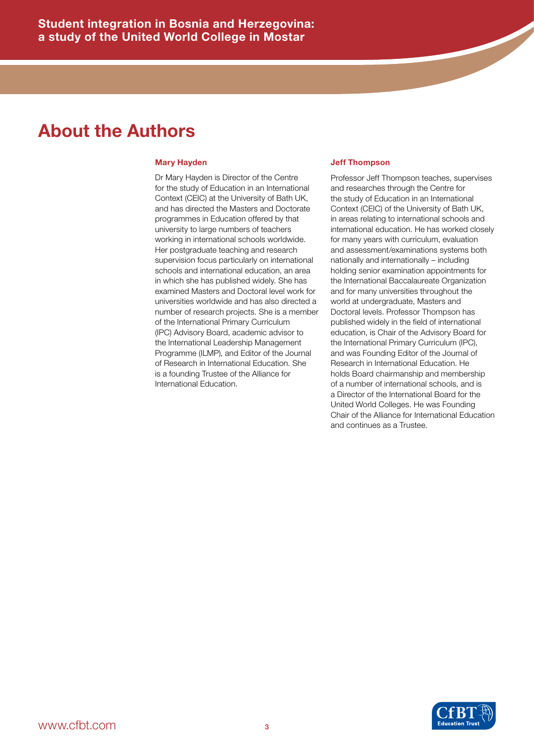# About the Authors

### Mary Hayden

Dr Mary Hayden is Director of the Centre for the study of Education in an International Context (CEIC) at the University of Bath UK, and has directed the Masters and Doctorate programmes in Education offered by that university to large numbers of teachers working in international schools worldwide. Her postgraduate teaching and research supervision focus particularly on international schools and international education, an area in which she has published widely. She has examined Masters and Doctoral level work for universities worldwide and has also directed a number of research projects. She is a member of the International Primary Curriculum (IPC) Advisory Board, academic advisor to the International Leadership Management Programme (ILMP), and Editor of the Journal of Research in International Education. She is a founding Trustee of the Alliance for International Education.

### Jeff Thompson

Professor Jeff Thompson teaches, supervises and researches through the Centre for the study of Education in an International Context (CEIC) of the University of Bath UK, in areas relating to international schools and international education. He has worked closely for many years with curriculum, evaluation and assessment/examinations systems both nationally and internationally – including holding senior examination appointments for the International Baccalaureate Organization and for many universities throughout the world at undergraduate, Masters and Doctoral levels. Professor Thompson has published widely in the field of international education, is Chair of the Advisory Board for the International Primary Curriculum (IPC), and was Founding Editor of the Journal of Research in International Education. He holds Board chairmanship and membership of a number of international schools, and is a Director of the International Board for the United World Colleges. He was Founding Chair of the Alliance for International Education and continues as a Trustee.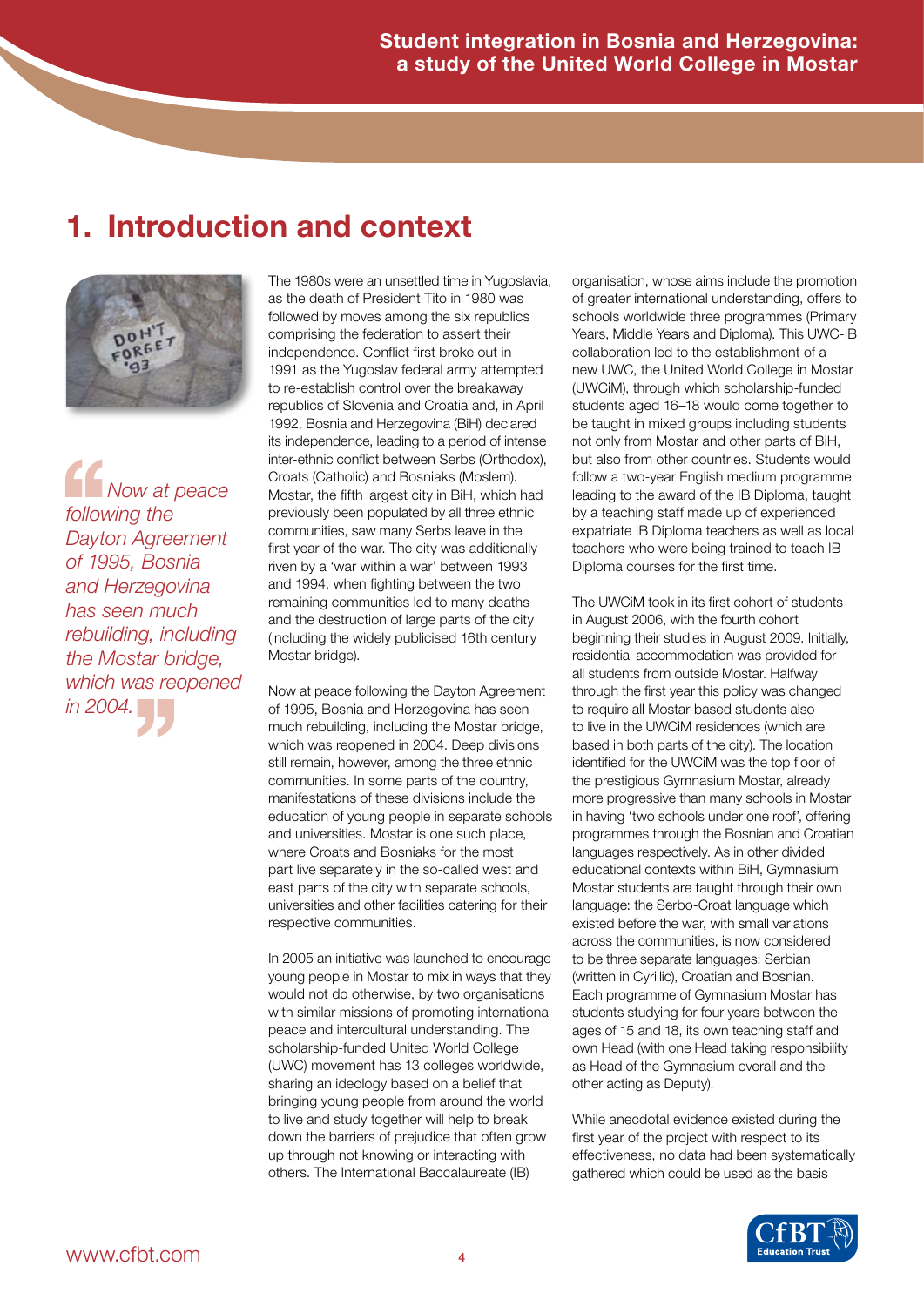# 1. Introduction and context

> *Now at peace following the Dayton Agreement of 1995, Bosnia and Herzegovina has seen much rebuilding, including the Mostar bridge, which was reopened in 2004.*

The 1980s were an unsettled time in Yugoslavia, as the death of President Tito in 1980 was followed by moves among the six republics comprising the federation to assert their independence. Conflict first broke out in 1991 as the Yugoslav federal army attempted to re-establish control over the breakaway republics of Slovenia and Croatia and, in April 1992, Bosnia and Herzegovina (BiH) declared its independence, leading to a period of intense inter-ethnic conflict between Serbs (Orthodox), Croats (Catholic) and Bosniaks (Moslem). Mostar, the fifth largest city in BiH, which had previously been populated by all three ethnic communities, saw many Serbs leave in the first year of the war. The city was additionally riven by a 'war within a war' between 1993 and 1994, when fighting between the two remaining communities led to many deaths and the destruction of large parts of the city (including the widely publicised 16th century Mostar bridge).

Now at peace following the Dayton Agreement of 1995, Bosnia and Herzegovina has seen much rebuilding, including the Mostar bridge, which was reopened in 2004. Deep divisions still remain, however, among the three ethnic communities. In some parts of the country, manifestations of these divisions include the education of young people in separate schools and universities. Mostar is one such place, where Croats and Bosniaks for the most part live separately in the so-called west and east parts of the city with separate schools, universities and other facilities catering for their respective communities.

In 2005 an initiative was launched to encourage young people in Mostar to mix in ways that they would not do otherwise, by two organisations with similar missions of promoting international peace and intercultural understanding. The scholarship-funded United World College (UWC) movement has 13 colleges worldwide, sharing an ideology based on a belief that bringing young people from around the world to live and study together will help to break down the barriers of prejudice that often grow up through not knowing or interacting with others. The International Baccalaureate (IB) organisation, whose aims include the promotion of greater international understanding, offers to schools worldwide three programmes (Primary Years, Middle Years and Diploma). This UWC-IB collaboration led to the establishment of a new UWC, the United World College in Mostar (UWCiM), through which scholarship-funded students aged 16–18 would come together to be taught in mixed groups including students not only from Mostar and other parts of BiH, but also from other countries. Students would follow a two-year English medium programme leading to the award of the IB Diploma, taught by a teaching staff made up of experienced expatriate IB Diploma teachers as well as local teachers who were being trained to teach IB Diploma courses for the first time.

The UWCiM took in its first cohort of students in August 2006, with the fourth cohort beginning their studies in August 2009. Initially, residential accommodation was provided for all students from outside Mostar. Halfway through the first year this policy was changed to require all Mostar-based students also to live in the UWCiM residences (which are based in both parts of the city). The location identified for the UWCiM was the top floor of the prestigious Gymnasium Mostar, already more progressive than many schools in Mostar in having 'two schools under one roof', offering programmes through the Bosnian and Croatian languages respectively. As in other divided educational contexts within BiH, Gymnasium Mostar students are taught through their own language: the Serbo-Croat language which existed before the war, with small variations across the communities, is now considered to be three separate languages: Serbian (written in Cyrillic), Croatian and Bosnian. Each programme of Gymnasium Mostar has students studying for four years between the ages of 15 and 18, its own teaching staff and own Head (with one Head taking responsibility as Head of the Gymnasium overall and the other acting as Deputy).

While anecdotal evidence existed during the first year of the project with respect to its effectiveness, no data had been systematically gathered which could be used as the basis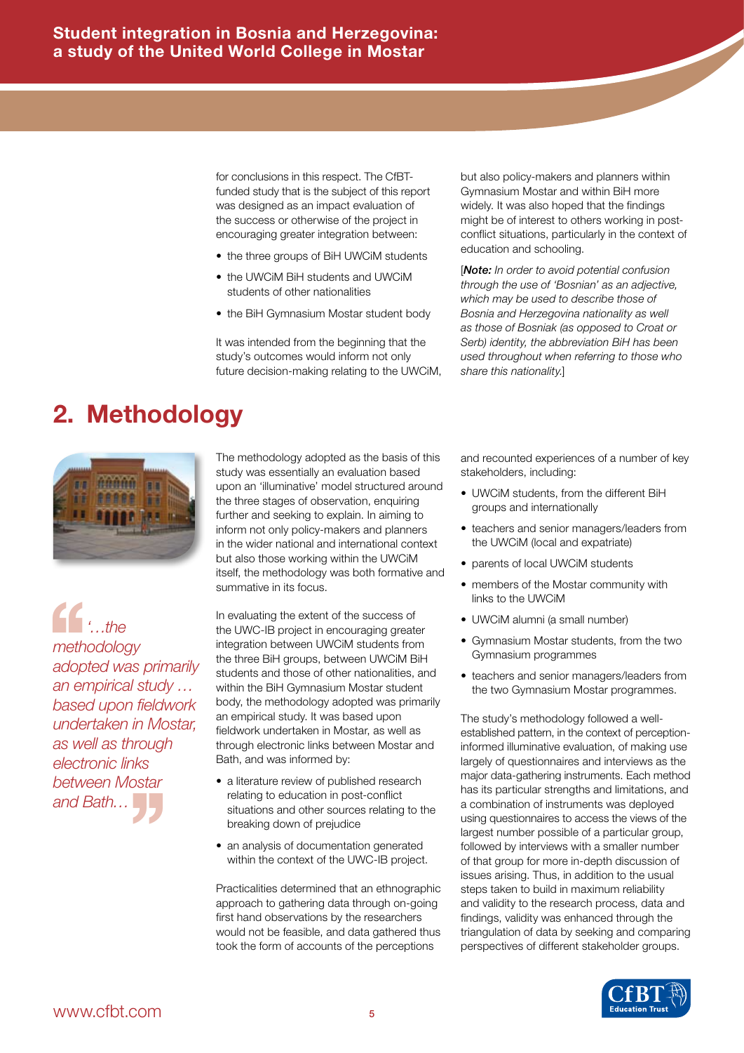for conclusions in this respect. The CfBT-funded study that is the subject of this report was designed as an impact evaluation of the success or otherwise of the project in encouraging greater integration between:

- the three groups of BiH UWCiM students
- the UWCiM BiH students and UWCiM students of other nationalities
- the BiH Gymnasium Mostar student body

It was intended from the beginning that the study's outcomes would inform not only future decision-making relating to the UWCiM, but also policy-makers and planners within Gymnasium Mostar and within BiH more widely. It was also hoped that the findings might be of interest to others working in post-conflict situations, particularly in the context of education and schooling.

[***Note:*** *In order to avoid potential confusion through the use of 'Bosnian' as an adjective, which may be used to describe those of Bosnia and Herzegovina nationality as well as those of Bosniak (as opposed to Croat or Serb) identity, the abbreviation BiH has been used throughout when referring to those who share this nationality.*]

## 2. Methodology

> *'…the methodology adopted was primarily an empirical study … based upon fieldwork undertaken in Mostar, as well as through electronic links between Mostar and Bath…'*

The methodology adopted as the basis of this study was essentially an evaluation based upon an 'illuminative' model structured around the three stages of observation, enquiring further and seeking to explain. In aiming to inform not only policy-makers and planners in the wider national and international context but also those working within the UWCiM itself, the methodology was both formative and summative in its focus.

In evaluating the extent of the success of the UWC-IB project in encouraging greater integration between UWCiM students from the three BiH groups, between UWCiM BiH students and those of other nationalities, and within the BiH Gymnasium Mostar student body, the methodology adopted was primarily an empirical study. It was based upon fieldwork undertaken in Mostar, as well as through electronic links between Mostar and Bath, and was informed by:

- a literature review of published research relating to education in post-conflict situations and other sources relating to the breaking down of prejudice
- an analysis of documentation generated within the context of the UWC-IB project.

Practicalities determined that an ethnographic approach to gathering data through on-going first hand observations by the researchers would not be feasible, and data gathered thus took the form of accounts of the perceptions and recounted experiences of a number of key stakeholders, including:

- UWCiM students, from the different BiH groups and internationally
- teachers and senior managers/leaders from the UWCiM (local and expatriate)
- parents of local UWCiM students
- members of the Mostar community with links to the UWCiM
- UWCiM alumni (a small number)
- Gymnasium Mostar students, from the two Gymnasium programmes
- teachers and senior managers/leaders from the two Gymnasium Mostar programmes.

The study's methodology followed a well-established pattern, in the context of perception-informed illuminative evaluation, of making use largely of questionnaires and interviews as the major data-gathering instruments. Each method has its particular strengths and limitations, and a combination of instruments was deployed using questionnaires to access the views of the largest number possible of a particular group, followed by interviews with a smaller number of that group for more in-depth discussion of issues arising. Thus, in addition to the usual steps taken to build in maximum reliability and validity to the research process, data and findings, validity was enhanced through the triangulation of data by seeking and comparing perspectives of different stakeholder groups.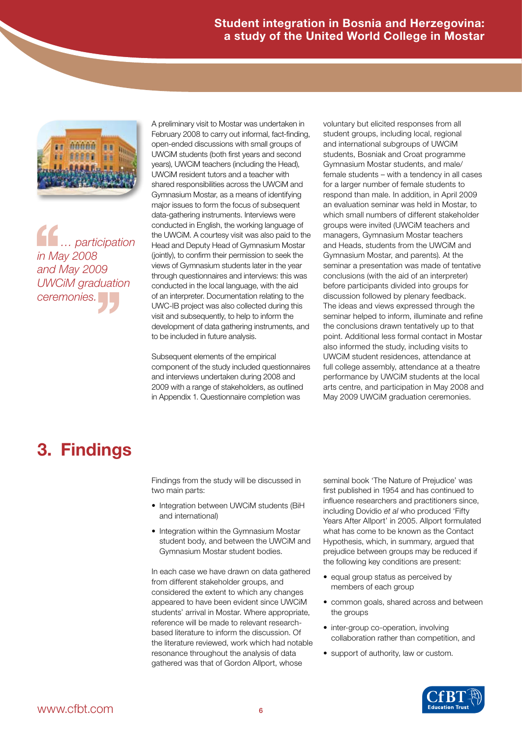*… participation in May 2008 and May 2009 UWCiM graduation ceremonies.*

A preliminary visit to Mostar was undertaken in February 2008 to carry out informal, fact-finding, open-ended discussions with small groups of UWCiM students (both first years and second years), UWCiM teachers (including the Head), UWCiM resident tutors and a teacher with shared responsibilities across the UWCiM and Gymnasium Mostar, as a means of identifying major issues to form the focus of subsequent data-gathering instruments. Interviews were conducted in English, the working language of the UWCiM. A courtesy visit was also paid to the Head and Deputy Head of Gymnasium Mostar (jointly), to confirm their permission to seek the views of Gymnasium Mostar students later in the year through questionnaires and interviews: this was conducted in the local language, with the aid of an interpreter. Documentation relating to the UWC-IB project was also collected during this visit and subsequently, to help to inform the development of data gathering instruments, and to be included in future analysis.

Subsequent elements of the empirical component of the study included questionnaires and interviews undertaken during 2008 and 2009 with a range of stakeholders, as outlined in Appendix 1. Questionnaire completion was voluntary but elicited responses from all student groups, including local, regional and international subgroups of UWCiM students, Bosniak and Croat programme Gymnasium Mostar students, and male/female students – with a tendency in all cases for a larger number of female students to respond than male. In addition, in April 2009 an evaluation seminar was held in Mostar, to which small numbers of different stakeholder groups were invited (UWCiM teachers and managers, Gymnasium Mostar teachers and Heads, students from the UWCiM and Gymnasium Mostar, and parents). At the seminar a presentation was made of tentative conclusions (with the aid of an interpreter) before participants divided into groups for discussion followed by plenary feedback. The ideas and views expressed through the seminar helped to inform, illuminate and refine the conclusions drawn tentatively up to that point. Additional less formal contact in Mostar also informed the study, including visits to UWCiM student residences, attendance at full college assembly, attendance at a theatre performance by UWCiM students at the local arts centre, and participation in May 2008 and May 2009 UWCiM graduation ceremonies.

# 3. Findings

Findings from the study will be discussed in two main parts:

- Integration between UWCiM students (BiH and international)
- Integration within the Gymnasium Mostar student body, and between the UWCiM and Gymnasium Mostar student bodies.

In each case we have drawn on data gathered from different stakeholder groups, and considered the extent to which any changes appeared to have been evident since UWCiM students' arrival in Mostar. Where appropriate, reference will be made to relevant research-based literature to inform the discussion. Of the literature reviewed, work which had notable resonance throughout the analysis of data gathered was that of Gordon Allport, whose seminal book 'The Nature of Prejudice' was first published in 1954 and has continued to influence researchers and practitioners since, including Dovidio *et al* who produced 'Fifty Years After Allport' in 2005. Allport formulated what has come to be known as the Contact Hypothesis, which, in summary, argued that prejudice between groups may be reduced if the following key conditions are present:

- equal group status as perceived by members of each group
- common goals, shared across and between the groups
- inter-group co-operation, involving collaboration rather than competition, and
- support of authority, law or custom.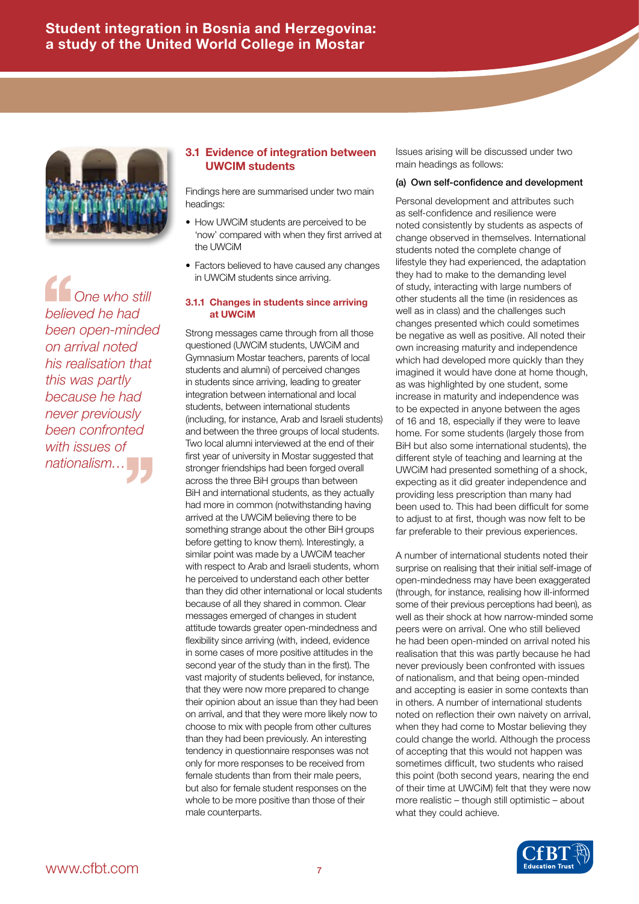> *One who still believed he had been open-minded on arrival noted his realisation that this was partly because he had never previously been confronted with issues of nationalism…*

## 3.1 Evidence of integration between UWCiM students

Findings here are summarised under two main headings:

- How UWCiM students are perceived to be 'now' compared with when they first arrived at the UWCiM
- Factors believed to have caused any changes in UWCiM students since arriving.

### 3.1.1 Changes in students since arriving at UWCiM

Strong messages came through from all those questioned (UWCiM students, UWCiM and Gymnasium Mostar teachers, parents of local students and alumni) of perceived changes in students since arriving, leading to greater integration between international and local students, between international students (including, for instance, Arab and Israeli students) and between the three groups of local students. Two local alumni interviewed at the end of their first year of university in Mostar suggested that stronger friendships had been forged overall across the three BiH groups than between BiH and international students, as they actually had more in common (notwithstanding having arrived at the UWCiM believing there to be something strange about the other BiH groups before getting to know them). Interestingly, a similar point was made by a UWCiM teacher with respect to Arab and Israeli students, whom he perceived to understand each other better than they did other international or local students because of all they shared in common. Clear messages emerged of changes in student attitude towards greater open-mindedness and flexibility since arriving (with, indeed, evidence in some cases of more positive attitudes in the second year of the study than in the first). The vast majority of students believed, for instance, that they were now more prepared to change their opinion about an issue than they had been on arrival, and that they were more likely now to choose to mix with people from other cultures than they had been previously. An interesting tendency in questionnaire responses was not only for more responses to be received from female students than from their male peers, but also for female student responses on the whole to be more positive than those of their male counterparts.

Issues arising will be discussed under two main headings as follows:

**(a) Own self-confidence and development**

Personal development and attributes such as self-confidence and resilience were noted consistently by students as aspects of change observed in themselves. International students noted the complete change of lifestyle they had experienced, the adaptation they had to make to the demanding level of study, interacting with large numbers of other students all the time (in residences as well as in class) and the challenges such changes presented which could sometimes be negative as well as positive. All noted their own increasing maturity and independence which had developed more quickly than they imagined it would have done at home though, as was highlighted by one student, some increase in maturity and independence was to be expected in anyone between the ages of 16 and 18, especially if they were to leave home. For some students (largely those from BiH but also some international students), the different style of teaching and learning at the UWCiM had presented something of a shock, expecting as it did greater independence and providing less prescription than many had been used to. This had been difficult for some to adjust to at first, though was now felt to be far preferable to their previous experiences.

A number of international students noted their surprise on realising that their initial self-image of open-mindedness may have been exaggerated (through, for instance, realising how ill-informed some of their previous perceptions had been), as well as their shock at how narrow-minded some peers were on arrival. One who still believed he had been open-minded on arrival noted his realisation that this was partly because he had never previously been confronted with issues of nationalism, and that being open-minded and accepting is easier in some contexts than in others. A number of international students noted on reflection their own naivety on arrival, when they had come to Mostar believing they could change the world. Although the process of accepting that this would not happen was sometimes difficult, two students who raised this point (both second years, nearing the end of their time at UWCiM) felt that they were now more realistic – though still optimistic – about what they could achieve.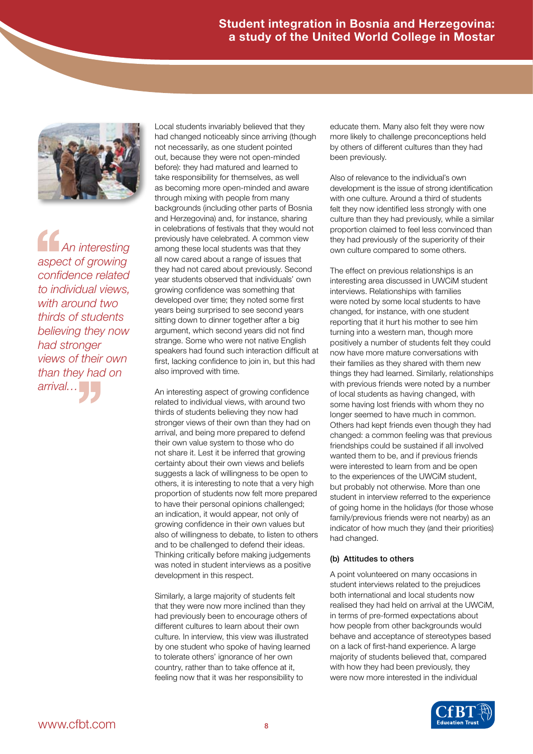> *An interesting aspect of growing confidence related to individual views, with around two thirds of students believing they now had stronger views of their own than they had on arrival…*

Local students invariably believed that they had changed noticeably since arriving (though not necessarily, as one student pointed out, because they were not open-minded before): they had matured and learned to take responsibility for themselves, as well as becoming more open-minded and aware through mixing with people from many backgrounds (including other parts of Bosnia and Herzegovina) and, for instance, sharing in celebrations of festivals that they would not previously have celebrated. A common view among these local students was that they all now cared about a range of issues that they had not cared about previously. Second year students observed that individuals' own growing confidence was something that developed over time; they noted some first years being surprised to see second years sitting down to dinner together after a big argument, which second years did not find strange. Some who were not native English speakers had found such interaction difficult at first, lacking confidence to join in, but this had also improved with time.

An interesting aspect of growing confidence related to individual views, with around two thirds of students believing they now had stronger views of their own than they had on arrival, and being more prepared to defend their own value system to those who do not share it. Lest it be inferred that growing certainty about their own views and beliefs suggests a lack of willingness to be open to others, it is interesting to note that a very high proportion of students now felt more prepared to have their personal opinions challenged; an indication, it would appear, not only of growing confidence in their own values but also of willingness to debate, to listen to others and to be challenged to defend their ideas. Thinking critically before making judgements was noted in student interviews as a positive development in this respect.

Similarly, a large majority of students felt that they were now more inclined than they had previously been to encourage others of different cultures to learn about their own culture. In interview, this view was illustrated by one student who spoke of having learned to tolerate others' ignorance of her own country, rather than to take offence at it, feeling now that it was her responsibility to educate them. Many also felt they were now more likely to challenge preconceptions held by others of different cultures than they had been previously.

Also of relevance to the individual's own development is the issue of strong identification with one culture. Around a third of students felt they now identified less strongly with one culture than they had previously, while a similar proportion claimed to feel less convinced than they had previously of the superiority of their own culture compared to some others.

The effect on previous relationships is an interesting area discussed in UWCiM student interviews. Relationships with families were noted by some local students to have changed, for instance, with one student reporting that it hurt his mother to see him turning into a western man, though more positively a number of students felt they could now have more mature conversations with their families as they shared with them new things they had learned. Similarly, relationships with previous friends were noted by a number of local students as having changed, with some having lost friends with whom they no longer seemed to have much in common. Others had kept friends even though they had changed: a common feeling was that previous friendships could be sustained if all involved wanted them to be, and if previous friends were interested to learn from and be open to the experiences of the UWCiM student, but probably not otherwise. More than one student in interview referred to the experience of going home in the holidays (for those whose family/previous friends were not nearby) as an indicator of how much they (and their priorities) had changed.

#### (b) Attitudes to others

A point volunteered on many occasions in student interviews related to the prejudices both international and local students now realised they had held on arrival at the UWCiM, in terms of pre-formed expectations about how people from other backgrounds would behave and acceptance of stereotypes based on a lack of first-hand experience. A large majority of students believed that, compared with how they had been previously, they were now more interested in the individual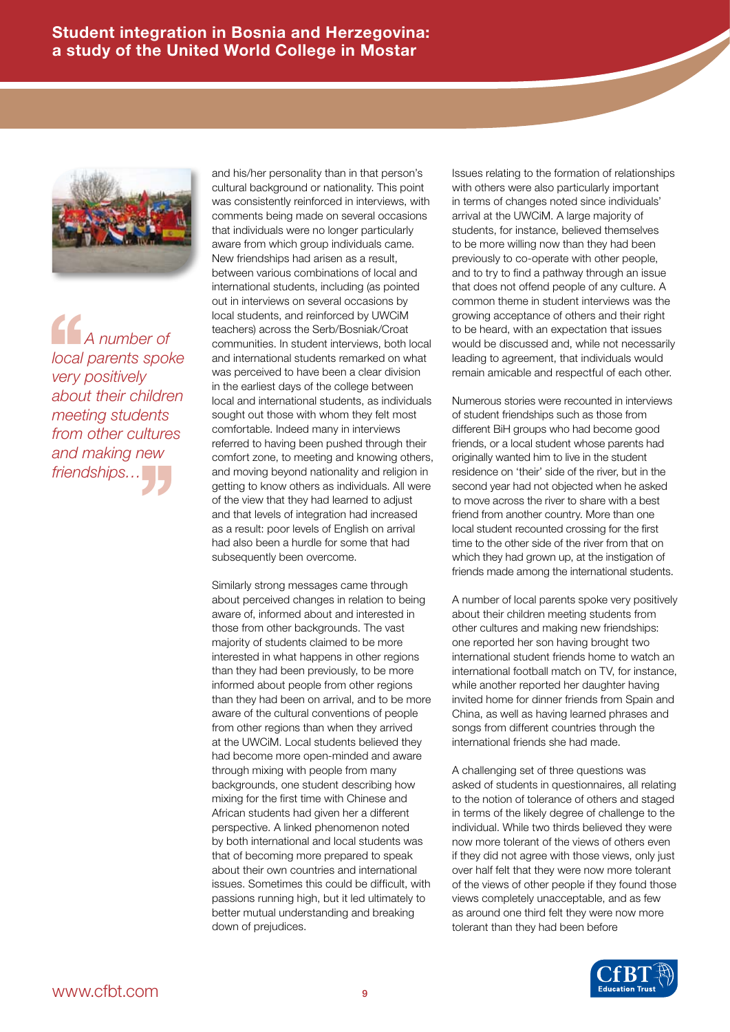> *A number of local parents spoke very positively about their children meeting students from other cultures and making new friendships…*

and his/her personality than in that person's cultural background or nationality. This point was consistently reinforced in interviews, with comments being made on several occasions that individuals were no longer particularly aware from which group individuals came. New friendships had arisen as a result, between various combinations of local and international students, including (as pointed out in interviews on several occasions by local students, and reinforced by UWCiM teachers) across the Serb/Bosniak/Croat communities. In student interviews, both local and international students remarked on what was perceived to have been a clear division in the earliest days of the college between local and international students, as individuals sought out those with whom they felt most comfortable. Indeed many in interviews referred to having been pushed through their comfort zone, to meeting and knowing others, and moving beyond nationality and religion in getting to know others as individuals. All were of the view that they had learned to adjust and that levels of integration had increased as a result: poor levels of English on arrival had also been a hurdle for some that had subsequently been overcome.

Similarly strong messages came through about perceived changes in relation to being aware of, informed about and interested in those from other backgrounds. The vast majority of students claimed to be more interested in what happens in other regions than they had been previously, to be more informed about people from other regions than they had been on arrival, and to be more aware of the cultural conventions of people from other regions than when they arrived at the UWCiM. Local students believed they had become more open-minded and aware through mixing with people from many backgrounds, one student describing how mixing for the first time with Chinese and African students had given her a different perspective. A linked phenomenon noted by both international and local students was that of becoming more prepared to speak about their own countries and international issues. Sometimes this could be difficult, with passions running high, but it led ultimately to better mutual understanding and breaking down of prejudices.

Issues relating to the formation of relationships with others were also particularly important in terms of changes noted since individuals' arrival at the UWCiM. A large majority of students, for instance, believed themselves to be more willing now than they had been previously to co-operate with other people, and to try to find a pathway through an issue that does not offend people of any culture. A common theme in student interviews was the growing acceptance of others and their right to be heard, with an expectation that issues would be discussed and, while not necessarily leading to agreement, that individuals would remain amicable and respectful of each other.

Numerous stories were recounted in interviews of student friendships such as those from different BiH groups who had become good friends, or a local student whose parents had originally wanted him to live in the student residence on 'their' side of the river, but in the second year had not objected when he asked to move across the river to share with a best friend from another country. More than one local student recounted crossing for the first time to the other side of the river from that on which they had grown up, at the instigation of friends made among the international students.

A number of local parents spoke very positively about their children meeting students from other cultures and making new friendships: one reported her son having brought two international student friends home to watch an international football match on TV, for instance, while another reported her daughter having invited home for dinner friends from Spain and China, as well as having learned phrases and songs from different countries through the international friends she had made.

A challenging set of three questions was asked of students in questionnaires, all relating to the notion of tolerance of others and staged in terms of the likely degree of challenge to the individual. While two thirds believed they were now more tolerant of the views of others even if they did not agree with those views, only just over half felt that they were now more tolerant of the views of other people if they found those views completely unacceptable, and as few as around one third felt they were now more tolerant than they had been before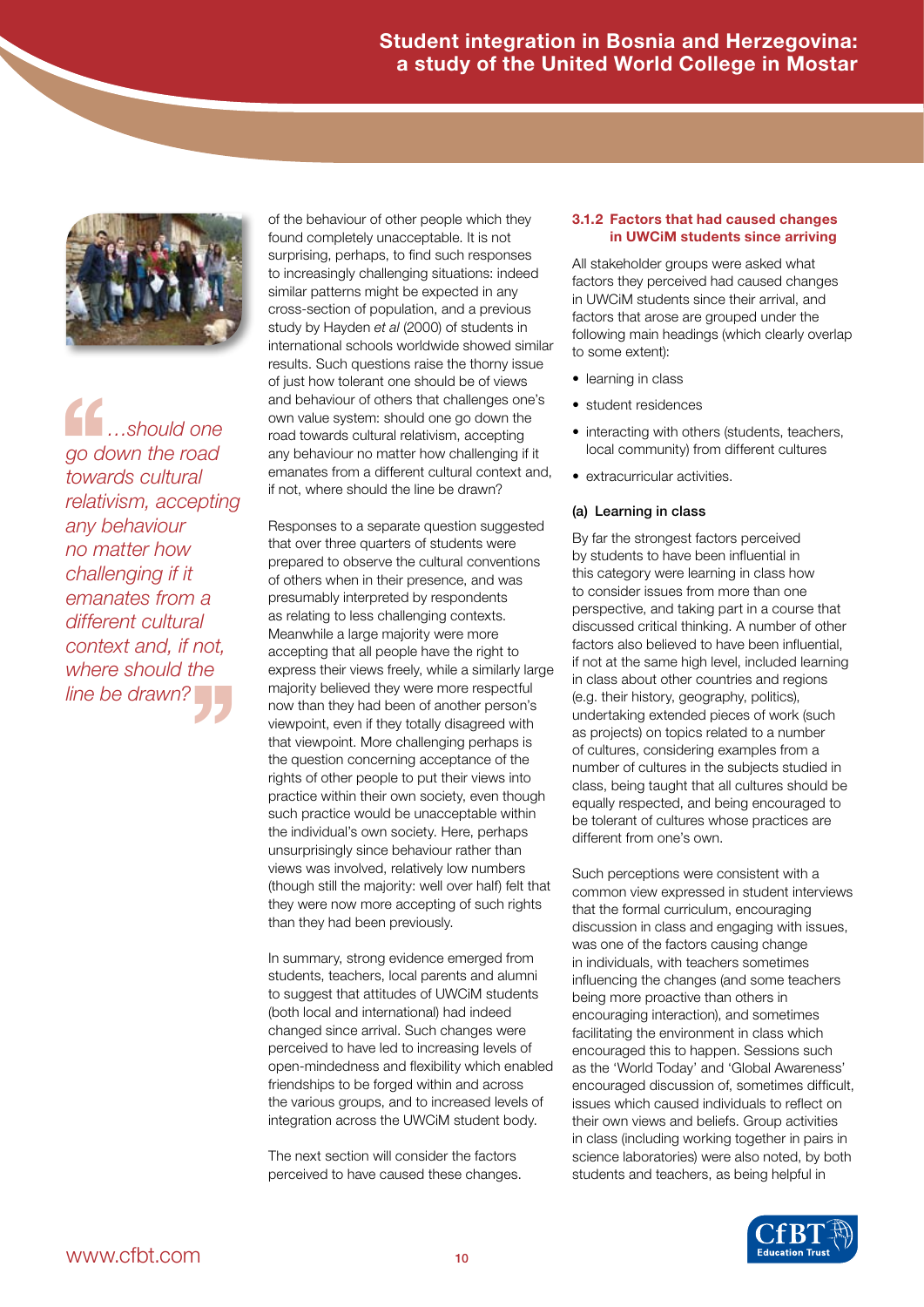> …should one go down the road towards cultural relativism, accepting any behaviour no matter how challenging if it emanates from a different cultural context and, if not, where should the line be drawn?

of the behaviour of other people which they found completely unacceptable. It is not surprising, perhaps, to find such responses to increasingly challenging situations: indeed similar patterns might be expected in any cross-section of population, and a previous study by Hayden *et al* (2000) of students in international schools worldwide showed similar results. Such questions raise the thorny issue of just how tolerant one should be of views and behaviour of others that challenges one's own value system: should one go down the road towards cultural relativism, accepting any behaviour no matter how challenging if it emanates from a different cultural context and, if not, where should the line be drawn?

Responses to a separate question suggested that over three quarters of students were prepared to observe the cultural conventions of others when in their presence, and was presumably interpreted by respondents as relating to less challenging contexts. Meanwhile a large majority were more accepting that all people have the right to express their views freely, while a similarly large majority believed they were more respectful now than they had been of another person's viewpoint, even if they totally disagreed with that viewpoint. More challenging perhaps is the question concerning acceptance of the rights of other people to put their views into practice within their own society, even though such practice would be unacceptable within the individual's own society. Here, perhaps unsurprisingly since behaviour rather than views was involved, relatively low numbers (though still the majority: well over half) felt that they were now more accepting of such rights than they had been previously.

In summary, strong evidence emerged from students, teachers, local parents and alumni to suggest that attitudes of UWCiM students (both local and international) had indeed changed since arrival. Such changes were perceived to have led to increasing levels of open-mindedness and flexibility which enabled friendships to be forged within and across the various groups, and to increased levels of integration across the UWCiM student body.

The next section will consider the factors perceived to have caused these changes.

### 3.1.2 Factors that had caused changes in UWCiM students since arriving

All stakeholder groups were asked what factors they perceived had caused changes in UWCiM students since their arrival, and factors that arose are grouped under the following main headings (which clearly overlap to some extent):

- learning in class
- student residences
- interacting with others (students, teachers, local community) from different cultures
- extracurricular activities.

#### (a) Learning in class

By far the strongest factors perceived by students to have been influential in this category were learning in class how to consider issues from more than one perspective, and taking part in a course that discussed critical thinking. A number of other factors also believed to have been influential, if not at the same high level, included learning in class about other countries and regions (e.g. their history, geography, politics), undertaking extended pieces of work (such as projects) on topics related to a number of cultures, considering examples from a number of cultures in the subjects studied in class, being taught that all cultures should be equally respected, and being encouraged to be tolerant of cultures whose practices are different from one's own.

Such perceptions were consistent with a common view expressed in student interviews that the formal curriculum, encouraging discussion in class and engaging with issues, was one of the factors causing change in individuals, with teachers sometimes influencing the changes (and some teachers being more proactive than others in encouraging interaction), and sometimes facilitating the environment in class which encouraged this to happen. Sessions such as the 'World Today' and 'Global Awareness' encouraged discussion of, sometimes difficult, issues which caused individuals to reflect on their own views and beliefs. Group activities in class (including working together in pairs in science laboratories) were also noted, by both students and teachers, as being helpful in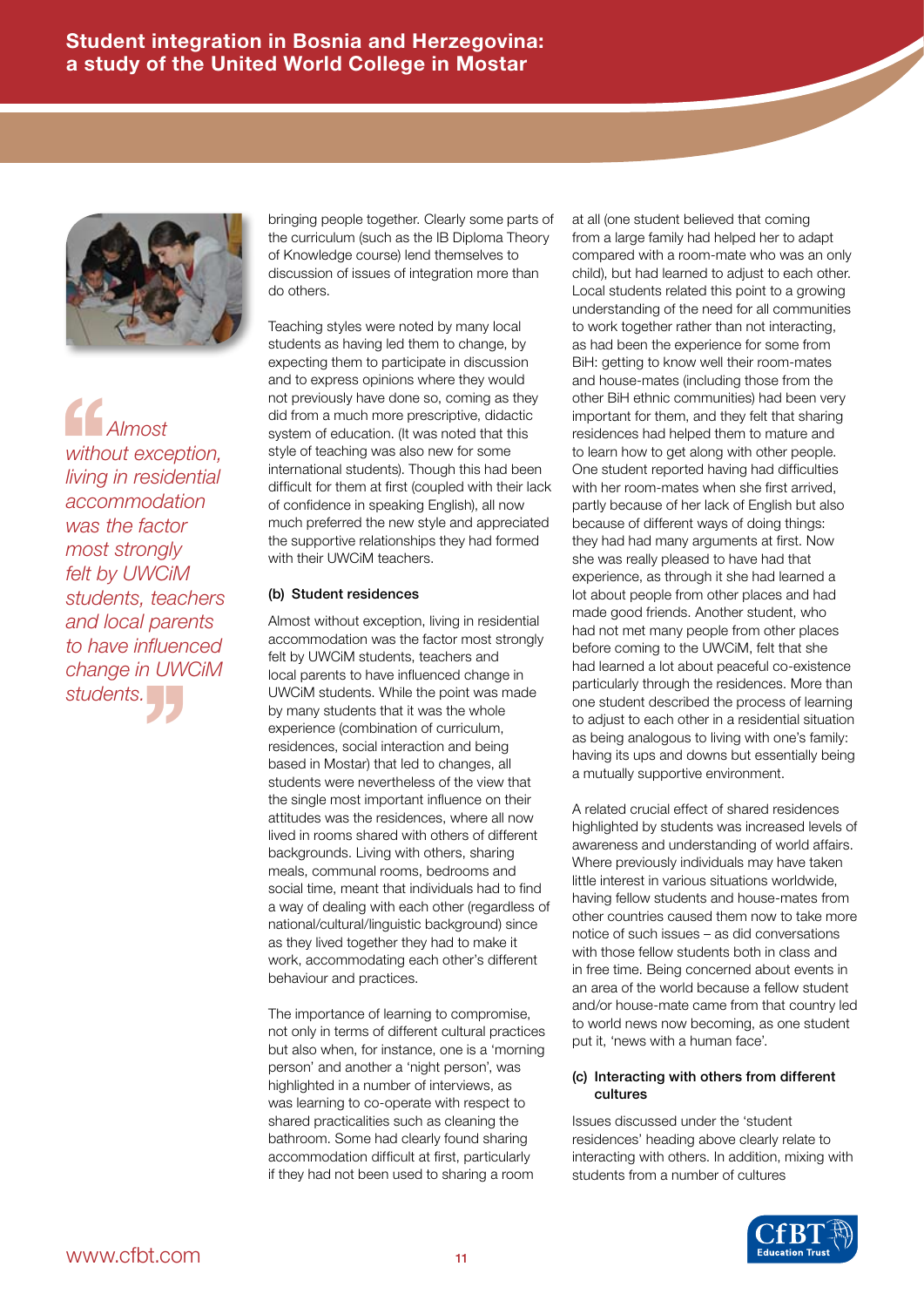> *Almost without exception, living in residential accommodation was the factor most strongly felt by UWCiM students, teachers and local parents to have influenced change in UWCiM students.*

bringing people together. Clearly some parts of the curriculum (such as the IB Diploma Theory of Knowledge course) lend themselves to discussion of issues of integration more than do others.

Teaching styles were noted by many local students as having led them to change, by expecting them to participate in discussion and to express opinions where they would not previously have done so, coming as they did from a much more prescriptive, didactic system of education. (It was noted that this style of teaching was also new for some international students). Though this had been difficult for them at first (coupled with their lack of confidence in speaking English), all now much preferred the new style and appreciated the supportive relationships they had formed with their UWCiM teachers.

### (b) Student residences

Almost without exception, living in residential accommodation was the factor most strongly felt by UWCiM students, teachers and local parents to have influenced change in UWCiM students. While the point was made by many students that it was the whole experience (combination of curriculum, residences, social interaction and being based in Mostar) that led to changes, all students were nevertheless of the view that the single most important influence on their attitudes was the residences, where all now lived in rooms shared with others of different backgrounds. Living with others, sharing meals, communal rooms, bedrooms and social time, meant that individuals had to find a way of dealing with each other (regardless of national/cultural/linguistic background) since as they lived together they had to make it work, accommodating each other's different behaviour and practices.

The importance of learning to compromise, not only in terms of different cultural practices but also when, for instance, one is a 'morning person' and another a 'night person', was highlighted in a number of interviews, as was learning to co-operate with respect to shared practicalities such as cleaning the bathroom. Some had clearly found sharing accommodation difficult at first, particularly if they had not been used to sharing a room at all (one student believed that coming from a large family had helped her to adapt compared with a room-mate who was an only child), but had learned to adjust to each other. Local students related this point to a growing understanding of the need for all communities to work together rather than not interacting, as had been the experience for some from BiH: getting to know well their room-mates and house-mates (including those from the other BiH ethnic communities) had been very important for them, and they felt that sharing residences had helped them to mature and to learn how to get along with other people. One student reported having had difficulties with her room-mates when she first arrived, partly because of her lack of English but also because of different ways of doing things: they had had many arguments at first. Now she was really pleased to have had that experience, as through it she had learned a lot about people from other places and had made good friends. Another student, who had not met many people from other places before coming to the UWCiM, felt that she had learned a lot about peaceful co-existence particularly through the residences. More than one student described the process of learning to adjust to each other in a residential situation as being analogous to living with one's family: having its ups and downs but essentially being a mutually supportive environment.

A related crucial effect of shared residences highlighted by students was increased levels of awareness and understanding of world affairs. Where previously individuals may have taken little interest in various situations worldwide, having fellow students and house-mates from other countries caused them now to take more notice of such issues – as did conversations with those fellow students both in class and in free time. Being concerned about events in an area of the world because a fellow student and/or house-mate came from that country led to world news now becoming, as one student put it, 'news with a human face'.

### (c) Interacting with others from different cultures

Issues discussed under the 'student residences' heading above clearly relate to interacting with others. In addition, mixing with students from a number of cultures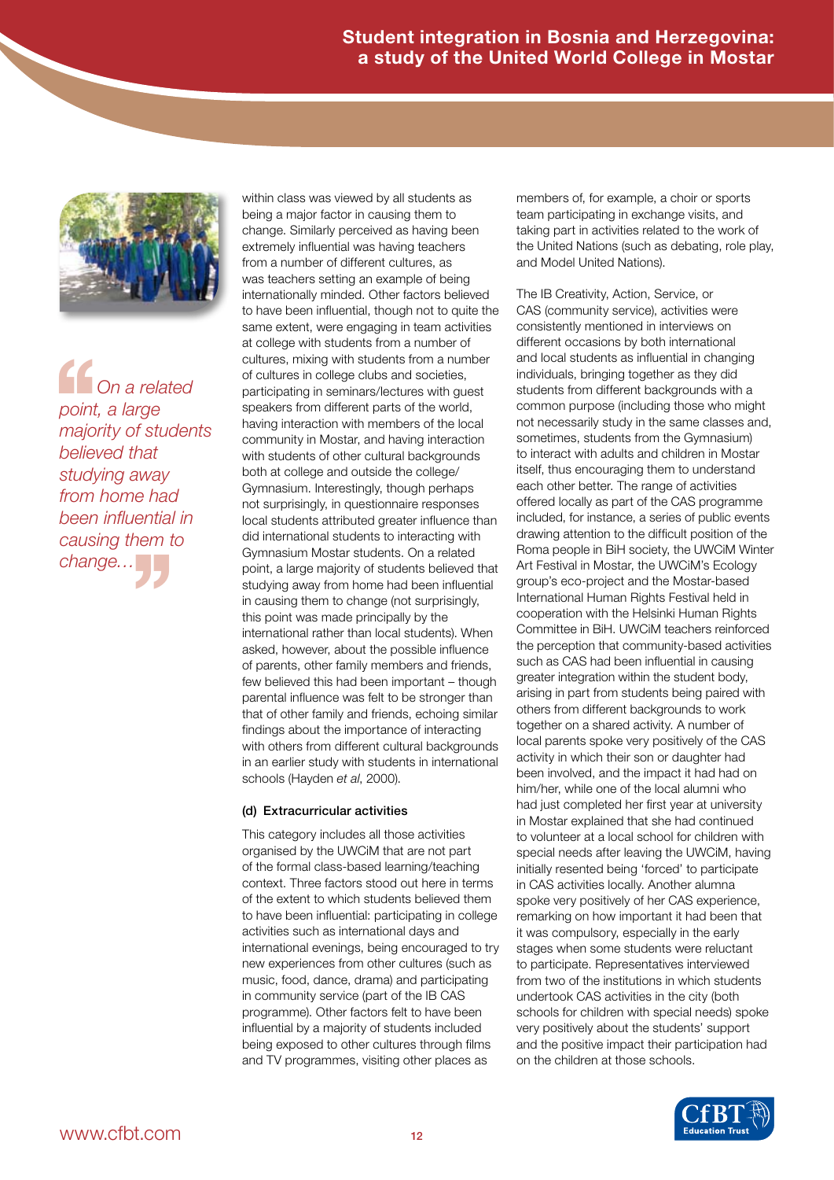> On a related point, a large majority of students believed that studying away from home had been influential in causing them to change…

within class was viewed by all students as being a major factor in causing them to change. Similarly perceived as having been extremely influential was having teachers from a number of different cultures, as was teachers setting an example of being internationally minded. Other factors believed to have been influential, though not to quite the same extent, were engaging in team activities at college with students from a number of cultures, mixing with students from a number of cultures in college clubs and societies, participating in seminars/lectures with guest speakers from different parts of the world, having interaction with members of the local community in Mostar, and having interaction with students of other cultural backgrounds both at college and outside the college/ Gymnasium. Interestingly, though perhaps not surprisingly, in questionnaire responses local students attributed greater influence than did international students to interacting with Gymnasium Mostar students. On a related point, a large majority of students believed that studying away from home had been influential in causing them to change (not surprisingly, this point was made principally by the international rather than local students). When asked, however, about the possible influence of parents, other family members and friends, few believed this had been important – though parental influence was felt to be stronger than that of other family and friends, echoing similar findings about the importance of interacting with others from different cultural backgrounds in an earlier study with students in international schools (Hayden *et al*, 2000).

#### (d) Extracurricular activities

This category includes all those activities organised by the UWCiM that are not part of the formal class-based learning/teaching context. Three factors stood out here in terms of the extent to which students believed them to have been influential: participating in college activities such as international days and international evenings, being encouraged to try new experiences from other cultures (such as music, food, dance, drama) and participating in community service (part of the IB CAS programme). Other factors felt to have been influential by a majority of students included being exposed to other cultures through films and TV programmes, visiting other places as members of, for example, a choir or sports team participating in exchange visits, and taking part in activities related to the work of the United Nations (such as debating, role play, and Model United Nations).

The IB Creativity, Action, Service, or CAS (community service), activities were consistently mentioned in interviews on different occasions by both international and local students as influential in changing individuals, bringing together as they did students from different backgrounds with a common purpose (including those who might not necessarily study in the same classes and, sometimes, students from the Gymnasium) to interact with adults and children in Mostar itself, thus encouraging them to understand each other better. The range of activities offered locally as part of the CAS programme included, for instance, a series of public events drawing attention to the difficult position of the Roma people in BiH society, the UWCiM Winter Art Festival in Mostar, the UWCiM's Ecology group's eco-project and the Mostar-based International Human Rights Festival held in cooperation with the Helsinki Human Rights Committee in BiH. UWCiM teachers reinforced the perception that community-based activities such as CAS had been influential in causing greater integration within the student body, arising in part from students being paired with others from different backgrounds to work together on a shared activity. A number of local parents spoke very positively of the CAS activity in which their son or daughter had been involved, and the impact it had had on him/her, while one of the local alumni who had just completed her first year at university in Mostar explained that she had continued to volunteer at a local school for children with special needs after leaving the UWCiM, having initially resented being 'forced' to participate in CAS activities locally. Another alumna spoke very positively of her CAS experience, remarking on how important it had been that it was compulsory, especially in the early stages when some students were reluctant to participate. Representatives interviewed from two of the institutions in which students undertook CAS activities in the city (both schools for children with special needs) spoke very positively about the students' support and the positive impact their participation had on the children at those schools.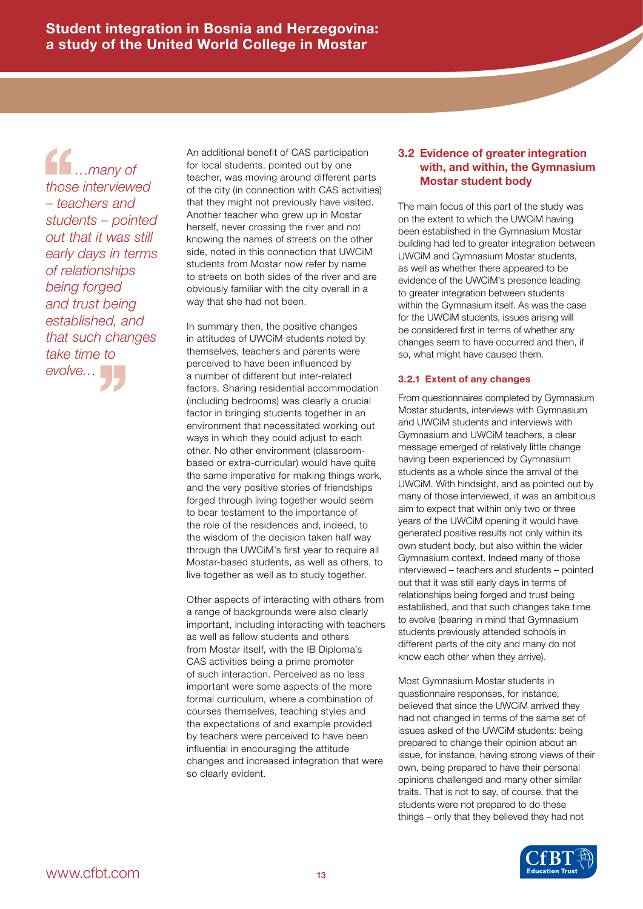> …many of those interviewed – teachers and students – pointed out that it was still early days in terms of relationships being forged and trust being established, and that such changes take time to evolve…

An additional benefit of CAS participation for local students, pointed out by one teacher, was moving around different parts of the city (in connection with CAS activities) that they might not previously have visited. Another teacher who grew up in Mostar herself, never crossing the river and not knowing the names of streets on the other side, noted in this connection that UWCiM students from Mostar now refer by name to streets on both sides of the river and are obviously familiar with the city overall in a way that she had not been.

In summary then, the positive changes in attitudes of UWCiM students noted by themselves, teachers and parents were perceived to have been influenced by a number of different but inter-related factors. Sharing residential accommodation (including bedrooms) was clearly a crucial factor in bringing students together in an environment that necessitated working out ways in which they could adjust to each other. No other environment (classroom-based or extra-curricular) would have quite the same imperative for making things work, and the very positive stories of friendships forged through living together would seem to bear testament to the importance of the role of the residences and, indeed, to the wisdom of the decision taken half way through the UWCiM's first year to require all Mostar-based students, as well as others, to live together as well as to study together.

Other aspects of interacting with others from a range of backgrounds were also clearly important, including interacting with teachers as well as fellow students and others from Mostar itself, with the IB Diploma's CAS activities being a prime promoter of such interaction. Perceived as no less important were some aspects of the more formal curriculum, where a combination of courses themselves, teaching styles and the expectations of and example provided by teachers were perceived to have been influential in encouraging the attitude changes and increased integration that were so clearly evident.

## 3.2 Evidence of greater integration with, and within, the Gymnasium Mostar student body

The main focus of this part of the study was on the extent to which the UWCiM having been established in the Gymnasium Mostar building had led to greater integration between UWCiM and Gymnasium Mostar students, as well as whether there appeared to be evidence of the UWCiM's presence leading to greater integration between students within the Gymnasium itself. As was the case for the UWCiM students, issues arising will be considered first in terms of whether any changes seem to have occurred and then, if so, what might have caused them.

### 3.2.1 Extent of any changes

From questionnaires completed by Gymnasium Mostar students, interviews with Gymnasium and UWCiM students and interviews with Gymnasium and UWCiM teachers, a clear message emerged of relatively little change having been experienced by Gymnasium students as a whole since the arrival of the UWCiM. With hindsight, and as pointed out by many of those interviewed, it was an ambitious aim to expect that within only two or three years of the UWCiM opening it would have generated positive results not only within its own student body, but also within the wider Gymnasium context. Indeed many of those interviewed – teachers and students – pointed out that it was still early days in terms of relationships being forged and trust being established, and that such changes take time to evolve (bearing in mind that Gymnasium students previously attended schools in different parts of the city and many do not know each other when they arrive).

Most Gymnasium Mostar students in questionnaire responses, for instance, believed that since the UWCiM arrived they had not changed in terms of the same set of issues asked of the UWCiM students: being prepared to change their opinion about an issue, for instance, having strong views of their own, being prepared to have their personal opinions challenged and many other similar traits. That is not to say, of course, that the students were not prepared to do these things – only that they believed they had not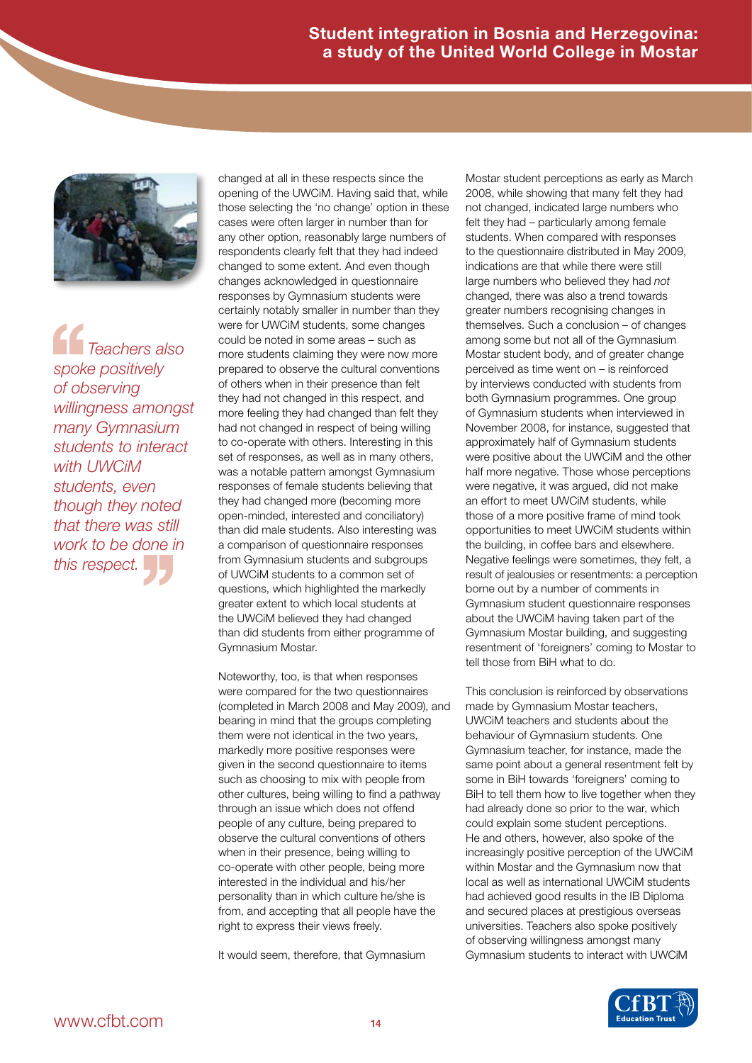> *Teachers also spoke positively of observing willingness amongst many Gymnasium students to interact with UWCiM students, even though they noted that there was still work to be done in this respect.*

changed at all in these respects since the opening of the UWCiM. Having said that, while those selecting the 'no change' option in these cases were often larger in number than for any other option, reasonably large numbers of respondents clearly felt that they had indeed changed to some extent. And even though changes acknowledged in questionnaire responses by Gymnasium students were certainly notably smaller in number than they were for UWCiM students, some changes could be noted in some areas – such as more students claiming they were now more prepared to observe the cultural conventions of others when in their presence than felt they had not changed in this respect, and more feeling they had changed than felt they had not changed in respect of being willing to co-operate with others. Interesting in this set of responses, as well as in many others, was a notable pattern amongst Gymnasium responses of female students believing that they had changed more (becoming more open-minded, interested and conciliatory) than did male students. Also interesting was a comparison of questionnaire responses from Gymnasium students and subgroups of UWCiM students to a common set of questions, which highlighted the markedly greater extent to which local students at the UWCiM believed they had changed than did students from either programme of Gymnasium Mostar.

Noteworthy, too, is that when responses were compared for the two questionnaires (completed in March 2008 and May 2009), and bearing in mind that the groups completing them were not identical in the two years, markedly more positive responses were given in the second questionnaire to items such as choosing to mix with people from other cultures, being willing to find a pathway through an issue which does not offend people of any culture, being prepared to observe the cultural conventions of others when in their presence, being willing to co-operate with other people, being more interested in the individual and his/her personality than in which culture he/she is from, and accepting that all people have the right to express their views freely.

It would seem, therefore, that Gymnasium Mostar student perceptions as early as March 2008, while showing that many felt they had not changed, indicated large numbers who felt they had – particularly among female students. When compared with responses to the questionnaire distributed in May 2009, indications are that while there were still large numbers who believed they had *not* changed, there was also a trend towards greater numbers recognising changes in themselves. Such a conclusion – of changes among some but not all of the Gymnasium Mostar student body, and of greater change perceived as time went on – is reinforced by interviews conducted with students from both Gymnasium programmes. One group of Gymnasium students when interviewed in November 2008, for instance, suggested that approximately half of Gymnasium students were positive about the UWCiM and the other half more negative. Those whose perceptions were negative, it was argued, did not make an effort to meet UWCiM students, while those of a more positive frame of mind took opportunities to meet UWCiM students within the building, in coffee bars and elsewhere. Negative feelings were sometimes, they felt, a result of jealousies or resentments: a perception borne out by a number of comments in Gymnasium student questionnaire responses about the UWCiM having taken part of the Gymnasium Mostar building, and suggesting resentment of 'foreigners' coming to Mostar to tell those from BiH what to do.

This conclusion is reinforced by observations made by Gymnasium Mostar teachers, UWCiM teachers and students about the behaviour of Gymnasium students. One Gymnasium teacher, for instance, made the same point about a general resentment felt by some in BiH towards 'foreigners' coming to BiH to tell them how to live together when they had already done so prior to the war, which could explain some student perceptions. He and others, however, also spoke of the increasingly positive perception of the UWCiM within Mostar and the Gymnasium now that local as well as international UWCiM students had achieved good results in the IB Diploma and secured places at prestigious overseas universities. Teachers also spoke positively of observing willingness amongst many Gymnasium students to interact with UWCiM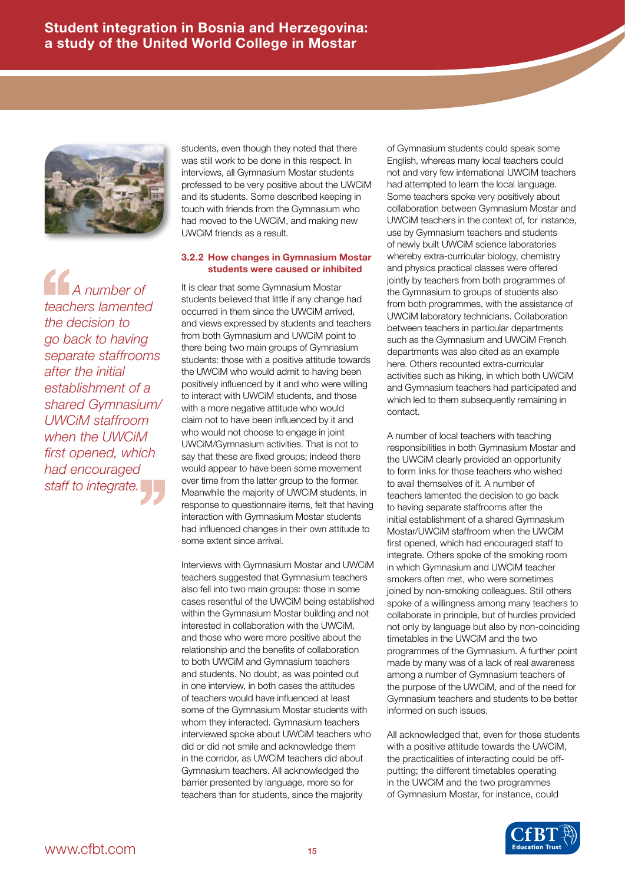students, even though they noted that there was still work to be done in this respect. In interviews, all Gymnasium Mostar students professed to be very positive about the UWCiM and its students. Some described keeping in touch with friends from the Gymnasium who had moved to the UWCiM, and making new UWCiM friends as a result.

> *A number of teachers lamented the decision to go back to having separate staffrooms after the initial establishment of a shared Gymnasium/UWCiM staffroom when the UWCiM first opened, which had encouraged staff to integrate.*

### 3.2.2 How changes in Gymnasium Mostar students were caused or inhibited

It is clear that some Gymnasium Mostar students believed that little if any change had occurred in them since the UWCiM arrived, and views expressed by students and teachers from both Gymnasium Mostar and UWCiM point to there being two main groups of Gymnasium students: those with a positive attitude towards the UWCiM who would admit to having been positively influenced by it and who were willing to interact with UWCiM students, and those with a more negative attitude who would claim not to have been influenced by it and who would not choose to engage in joint UWCiM/Gymnasium activities. That is not to say that these are fixed groups; indeed there would appear to have been some movement over time from the latter group to the former. Meanwhile the majority of UWCiM students, in response to questionnaire items, felt that having interaction with Gymnasium Mostar students had influenced changes in their own attitude to some extent since arrival.

Interviews with Gymnasium Mostar and UWCiM teachers suggested that Gymnasium teachers also fell into two main groups: those in some cases resentful of the UWCiM being established within the Gymnasium Mostar building and not interested in collaboration with the UWCiM, and those who were more positive about the relationship and the benefits of collaboration to both UWCiM and Gymnasium teachers and students. No doubt, as was pointed out in one interview, in both cases the attitudes of teachers would have influenced at least some of the Gymnasium Mostar students with whom they interacted. Gymnasium teachers interviewed spoke about UWCiM teachers who did or did not smile and acknowledge them in the corridor, as UWCiM teachers did about Gymnasium teachers. All acknowledged the barrier presented by language, more so for teachers than for students, since the majority of Gymnasium students could speak some English, whereas many local teachers could not and very few international UWCiM teachers had attempted to learn the local language. Some teachers spoke very positively about collaboration between Gymnasium Mostar and UWCiM teachers in the context of, for instance, use by Gymnasium teachers and students of newly built UWCiM science laboratories whereby extra-curricular biology, chemistry and physics practical classes were offered jointly by teachers from both programmes of the Gymnasium to groups of students also from both programmes, with the assistance of UWCiM laboratory technicians. Collaboration between teachers in particular departments such as the Gymnasium and UWCiM French departments was also cited as an example here. Others recounted extra-curricular activities such as hiking, in which both UWCiM and Gymnasium teachers had participated and which led to them subsequently remaining in contact.

A number of local teachers with teaching responsibilities in both Gymnasium Mostar and the UWCiM clearly provided an opportunity to form links for those teachers who wished to avail themselves of it. A number of teachers lamented the decision to go back to having separate staffrooms after the initial establishment of a shared Gymnasium Mostar/UWCiM staffroom when the UWCiM first opened, which had encouraged staff to integrate. Others spoke of the smoking room in which Gymnasium and UWCiM teacher smokers often met, who were sometimes joined by non-smoking colleagues. Still others spoke of a willingness among many teachers to collaborate in principle, but of hurdles provided not only by language but also by non-coinciding timetables in the UWCiM and the two programmes of the Gymnasium. A further point made by many was of a lack of real awareness among a number of Gymnasium teachers of the purpose of the UWCiM, and of the need for Gymnasium teachers and students to be better informed on such issues.

All acknowledged that, even for those students with a positive attitude towards the UWCiM, the practicalities of interacting could be off-putting; the different timetables operating in the UWCiM and the two programmes of Gymnasium Mostar, for instance, could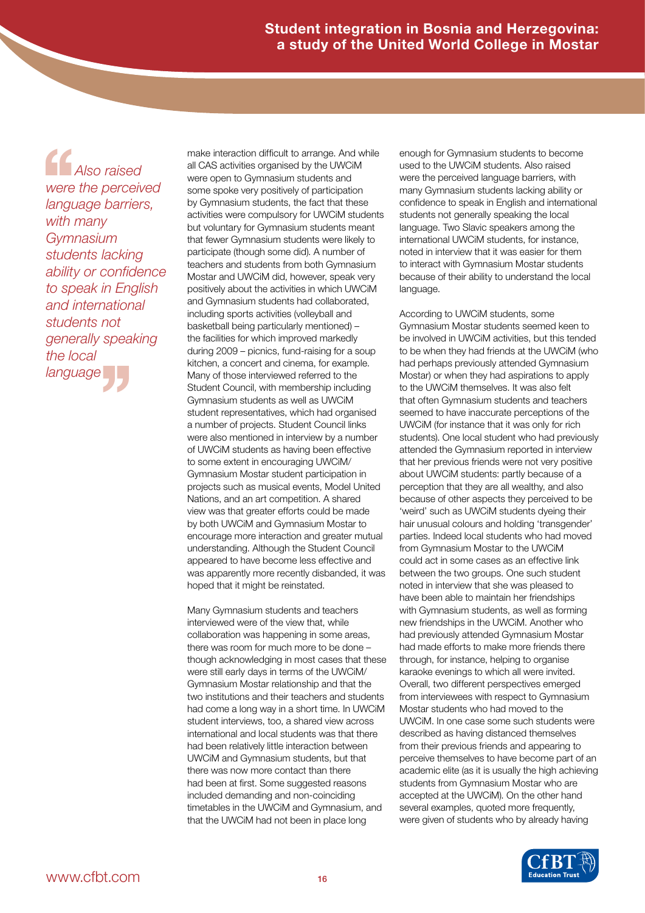> *Also raised were the perceived language barriers, with many Gymnasium students lacking ability or confidence to speak in English and international students not generally speaking the local language*

make interaction difficult to arrange. And while all CAS activities organised by the UWCiM were open to Gymnasium students and some spoke very positively of participation by Gymnasium students, the fact that these activities were compulsory for UWCiM students but voluntary for Gymnasium students meant that fewer Gymnasium students were likely to participate (though some did). A number of teachers and students from both Gymnasium Mostar and UWCiM did, however, speak very positively about the activities in which UWCiM and Gymnasium students had collaborated, including sports activities (volleyball and basketball being particularly mentioned) – the facilities for which improved markedly during 2009 – picnics, fund-raising for a soup kitchen, a concert and cinema, for example. Many of those interviewed referred to the Student Council, with membership including Gymnasium students as well as UWCiM student representatives, which had organised a number of projects. Student Council links were also mentioned in interview by a number of UWCiM students as having been effective to some extent in encouraging UWCiM/Gymnasium Mostar student participation in projects such as musical events, Model United Nations, and an art competition. A shared view was that greater efforts could be made by both UWCiM and Gymnasium Mostar to encourage more interaction and greater mutual understanding. Although the Student Council appeared to have become less effective and was apparently more recently disbanded, it was hoped that it might be reinstated.

Many Gymnasium students and teachers interviewed were of the view that, while collaboration was happening in some areas, there was room for much more to be done – though acknowledging in most cases that these were still early days in terms of the UWCiM/Gymnasium Mostar relationship and that the two institutions and their teachers and students had come a long way in a short time. In UWCiM student interviews, too, a shared view across international and local students was that there had been relatively little interaction between UWCiM and Gymnasium students, but that there was now more contact than there had been at first. Some suggested reasons included demanding and non-coinciding timetables in the UWCiM and Gymnasium, and that the UWCiM had not been in place long enough for Gymnasium students to become used to the UWCiM students. Also raised were the perceived language barriers, with many Gymnasium students lacking ability or confidence to speak in English and international students not generally speaking the local language. Two Slavic speakers among the international UWCiM students, for instance, noted in interview that it was easier for them to interact with Gymnasium Mostar students because of their ability to understand the local language.

According to UWCiM students, some Gymnasium Mostar students seemed keen to be involved in UWCiM activities, but this tended to be when they had friends at the UWCiM (who had perhaps previously attended Gymnasium Mostar) or when they had aspirations to apply to the UWCiM themselves. It was also felt that often Gymnasium students and teachers seemed to have inaccurate perceptions of the UWCiM (for instance that it was only for rich students). One local student who had previously attended the Gymnasium reported in interview that her previous friends were not very positive about UWCiM students: partly because of a perception that they are all wealthy, and also because of other aspects they perceived to be 'weird' such as UWCiM students dyeing their hair unusual colours and holding 'transgender' parties. Indeed local students who had moved from Gymnasium Mostar to the UWCiM could act in some cases as an effective link between the two groups. One such student noted in interview that she was pleased to have been able to maintain her friendships with Gymnasium students, as well as forming new friendships in the UWCiM. Another who had previously attended Gymnasium Mostar had made efforts to make more friends there through, for instance, helping to organise karaoke evenings to which all were invited. Overall, two different perspectives emerged from interviewees with respect to Gymnasium Mostar students who had moved to the UWCiM. In one case some such students were described as having distanced themselves from their previous friends and appearing to perceive themselves to have become part of an academic elite (as it is usually the high achieving students from Gymnasium Mostar who are accepted at the UWCiM). On the other hand several examples, quoted more frequently, were given of students who by already having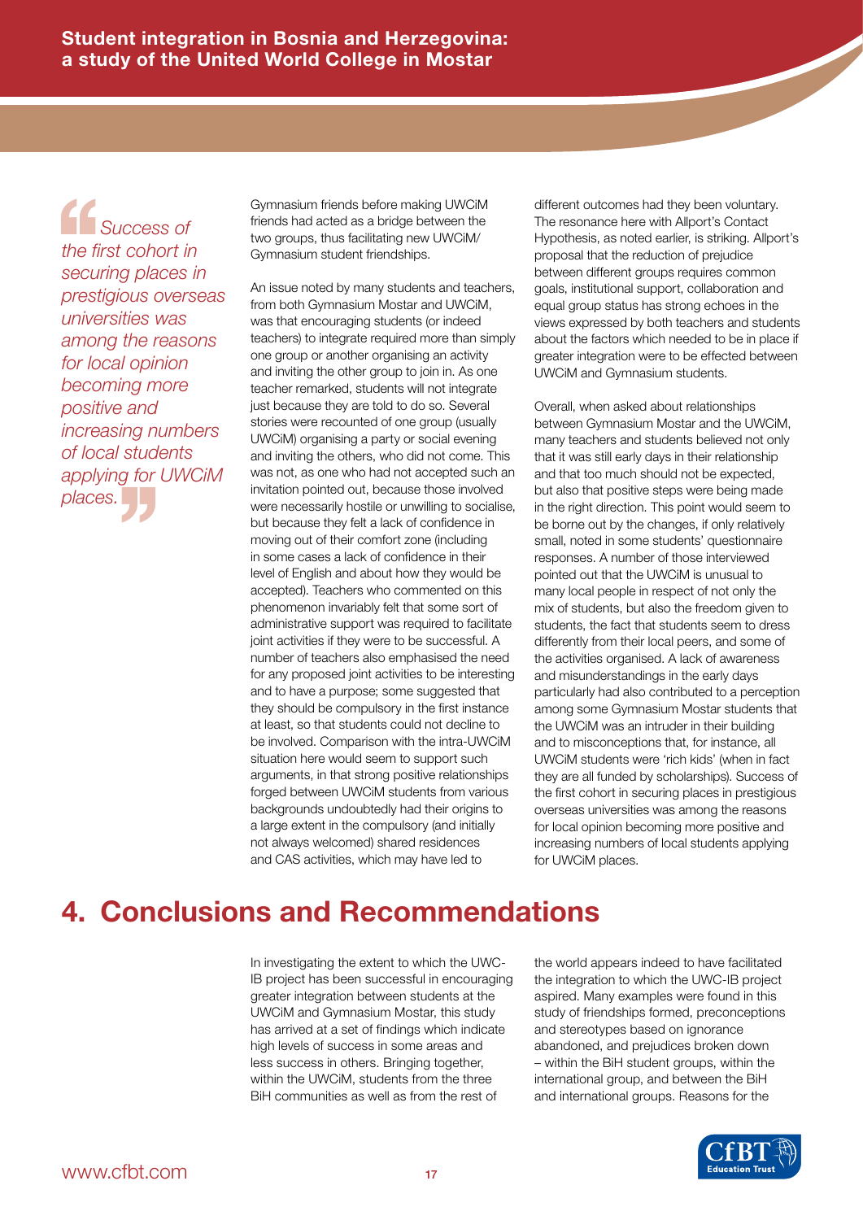> *Success of the first cohort in securing places in prestigious overseas universities was among the reasons for local opinion becoming more positive and increasing numbers of local students applying for UWCiM places.*

Gymnasium friends before making UWCiM friends had acted as a bridge between the two groups, thus facilitating new UWCiM/ Gymnasium student friendships.

An issue noted by many students and teachers, from both Gymnasium Mostar and UWCiM, was that encouraging students (or indeed teachers) to integrate required more than simply one group or another organising an activity and inviting the other group to join in. As one teacher remarked, students will not integrate just because they are told to do so. Several stories were recounted of one group (usually UWCiM) organising a party or social evening and inviting the others, who did not come. This was not, as one who had not accepted such an invitation pointed out, because those involved were necessarily hostile or unwilling to socialise, but because they felt a lack of confidence in moving out of their comfort zone (including in some cases a lack of confidence in their level of English and about how they would be accepted). Teachers who commented on this phenomenon invariably felt that some sort of administrative support was required to facilitate joint activities if they were to be successful. A number of teachers also emphasised the need for any proposed joint activities to be interesting and to have a purpose; some suggested that they should be compulsory in the first instance at least, so that students could not decline to be involved. Comparison with the intra-UWCiM situation here would seem to support such arguments, in that strong positive relationships forged between UWCiM students from various backgrounds undoubtedly had their origins to a large extent in the compulsory (and initially not always welcomed) shared residences and CAS activities, which may have led to different outcomes had they been voluntary. The resonance here with Allport's Contact Hypothesis, as noted earlier, is striking. Allport's proposal that the reduction of prejudice between different groups requires common goals, institutional support, collaboration and equal group status has strong echoes in the views expressed by both teachers and students about the factors which needed to be in place if greater integration were to be effected between UWCiM and Gymnasium students.

Overall, when asked about relationships between Gymnasium Mostar and the UWCiM, many teachers and students believed not only that it was still early days in their relationship and that too much should not be expected, but also that positive steps were being made in the right direction. This point would seem to be borne out by the changes, if only relatively small, noted in some students' questionnaire responses. A number of those interviewed pointed out that the UWCiM is unusual to many local people in respect of not only the mix of students, but also the freedom given to students, the fact that students seem to dress differently from their local peers, and some of the activities organised. A lack of awareness and misunderstandings in the early days particularly had also contributed to a perception among some Gymnasium Mostar students that the UWCiM was an intruder in their building and to misconceptions that, for instance, all UWCiM students were 'rich kids' (when in fact they are all funded by scholarships). Success of the first cohort in securing places in prestigious overseas universities was among the reasons for local opinion becoming more positive and increasing numbers of local students applying for UWCiM places.

# 4. Conclusions and Recommendations

In investigating the extent to which the UWC-IB project has been successful in encouraging greater integration between students at the UWCiM and Gymnasium Mostar, this study has arrived at a set of findings which indicate high levels of success in some areas and less success in others. Bringing together, within the UWCiM, students from the three BiH communities as well as from the rest of the world appears indeed to have facilitated the integration to which the UWC-IB project aspired. Many examples were found in this study of friendships formed, preconceptions and stereotypes based on ignorance abandoned, and prejudices broken down – within the BiH student groups, within the international group, and between the BiH and international groups. Reasons for the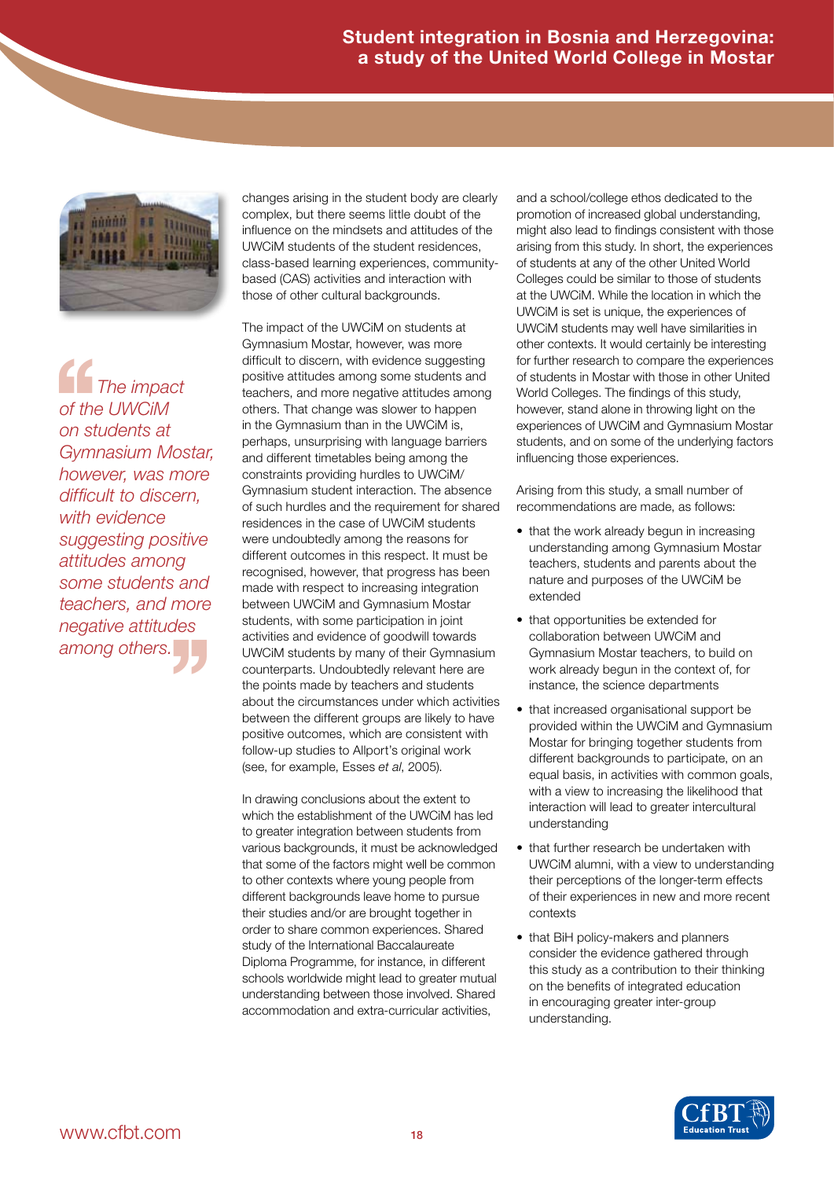changes arising in the student body are clearly complex, but there seems little doubt of the influence on the mindsets and attitudes of the UWCiM students of the student residences, class-based learning experiences, community-based (CAS) activities and interaction with those of other cultural backgrounds.

> *The impact of the UWCiM on students at Gymnasium Mostar, however, was more difficult to discern, with evidence suggesting positive attitudes among some students and teachers, and more negative attitudes among others.*

The impact of the UWCiM on students at Gymnasium Mostar, however, was more difficult to discern, with evidence suggesting positive attitudes among some students and teachers, and more negative attitudes among others. That change was slower to happen in the Gymnasium than in the UWCiM is, perhaps, unsurprising with language barriers and different timetables being among the constraints providing hurdles to UWCiM/Gymnasium student interaction. The absence of such hurdles and the requirement for shared residences in the case of UWCiM students were undoubtedly among the reasons for different outcomes in this respect. It must be recognised, however, that progress has been made with respect to increasing integration between UWCiM and Gymnasium Mostar students, with some participation in joint activities and evidence of goodwill towards UWCiM students by many of their Gymnasium counterparts. Undoubtedly relevant here are the points made by teachers and students about the circumstances under which activities between the different groups are likely to have positive outcomes, which are consistent with follow-up studies to Allport's original work (see, for example, Esses *et al*, 2005).

In drawing conclusions about the extent to which the establishment of the UWCiM has led to greater integration between students from various backgrounds, it must be acknowledged that some of the factors might well be common to other contexts where young people from different backgrounds leave home to pursue their studies and/or are brought together in order to share common experiences. Shared study of the International Baccalaureate Diploma Programme, for instance, in different schools worldwide might lead to greater mutual understanding between those involved. Shared accommodation and extra-curricular activities, and a school/college ethos dedicated to the promotion of increased global understanding, might also lead to findings consistent with those arising from this study. In short, the experiences of students at any of the other United World Colleges could be similar to those of students at the UWCiM. While the location in which the UWCiM is set is unique, the experiences of UWCiM students may well have similarities in other contexts. It would certainly be interesting for further research to compare the experiences of students in Mostar with those in other United World Colleges. The findings of this study, however, stand alone in throwing light on the experiences of UWCiM and Gymnasium Mostar students, and on some of the underlying factors influencing those experiences.

Arising from this study, a small number of recommendations are made, as follows:

- that the work already begun in increasing understanding among Gymnasium Mostar teachers, students and parents about the nature and purposes of the UWCiM be extended
- that opportunities be extended for collaboration between UWCiM and Gymnasium Mostar teachers, to build on work already begun in the context of, for instance, the science departments
- that increased organisational support be provided within the UWCiM and Gymnasium Mostar for bringing together students from different backgrounds to participate, on an equal basis, in activities with common goals, with a view to increasing the likelihood that interaction will lead to greater intercultural understanding
- that further research be undertaken with UWCiM alumni, with a view to understanding their perceptions of the longer-term effects of their experiences in new and more recent contexts
- that BiH policy-makers and planners consider the evidence gathered through this study as a contribution to their thinking on the benefits of integrated education in encouraging greater inter-group understanding.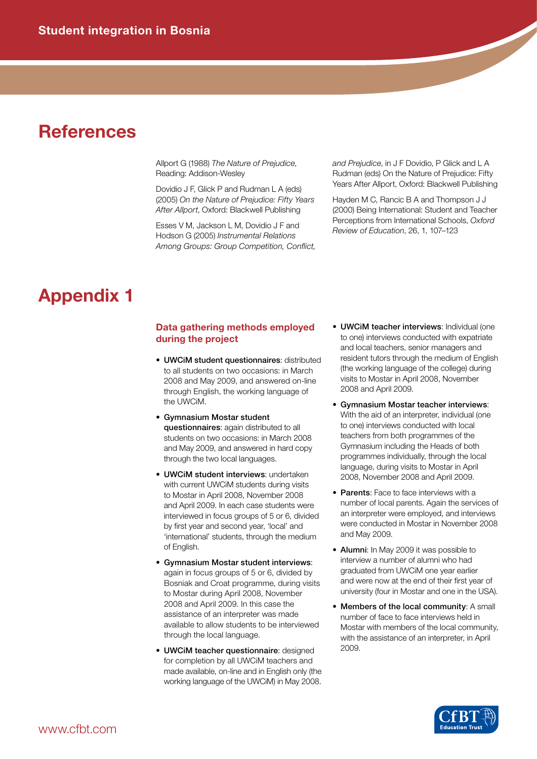# References

Allport G (1988) *The Nature of Prejudice*, Reading: Addison-Wesley

Dovidio J F, Glick P and Rudman L A (eds) (2005) *On the Nature of Prejudice: Fifty Years After Allport*, Oxford: Blackwell Publishing

Esses V M, Jackson L M, Dovidio J F and Hodson G (2005) *Instrumental Relations Among Groups: Group Competition, Conflict, and Prejudice*, in J F Dovidio, P Glick and L A Rudman (eds) On the Nature of Prejudice: Fifty Years After Allport, Oxford: Blackwell Publishing

Hayden M C, Rancic B A and Thompson J J (2000) Being International: Student and Teacher Perceptions from International Schools, *Oxford Review of Education*, 26, 1, 107–123

# Appendix 1

### Data gathering methods employed during the project

- **UWCiM student questionnaires**: distributed to all students on two occasions: in March 2008 and May 2009, and answered on-line through English, the working language of the UWCiM.
- **Gymnasium Mostar student questionnaires**: again distributed to all students on two occasions: in March 2008 and May 2009, and answered in hard copy through the two local languages.
- **UWCiM student interviews**: undertaken with current UWCiM students during visits to Mostar in April 2008, November 2008 and April 2009. In each case students were interviewed in focus groups of 5 or 6, divided by first year and second year, 'local' and 'international' students, through the medium of English.
- **Gymnasium Mostar student interviews**: again in focus groups of 5 or 6, divided by Bosniak and Croat programme, during visits to Mostar during April 2008, November 2008 and April 2009. In this case the assistance of an interpreter was made available to allow students to be interviewed through the local language.
- **UWCiM teacher questionnaire**: designed for completion by all UWCiM teachers and made available, on-line and in English only (the working language of the UWCiM) in May 2008.
- **UWCiM teacher interviews**: Individual (one to one) interviews conducted with expatriate and local teachers, senior managers and resident tutors through the medium of English (the working language of the college) during visits to Mostar in April 2008, November 2008 and April 2009.
- **Gymnasium Mostar teacher interviews**: With the aid of an interpreter, individual (one to one) interviews conducted with local teachers from both programmes of the Gymnasium including the Heads of both programmes individually, through the local language, during visits to Mostar in April 2008, November 2008 and April 2009.
- **Parents**: Face to face interviews with a number of local parents. Again the services of an interpreter were employed, and interviews were conducted in Mostar in November 2008 and May 2009.
- **Alumni**: In May 2009 it was possible to interview a number of alumni who had graduated from UWCiM one year earlier and were now at the end of their first year of university (four in Mostar and one in the USA).
- **Members of the local community**: A small number of face to face interviews held in Mostar with members of the local community, with the assistance of an interpreter, in April 2009.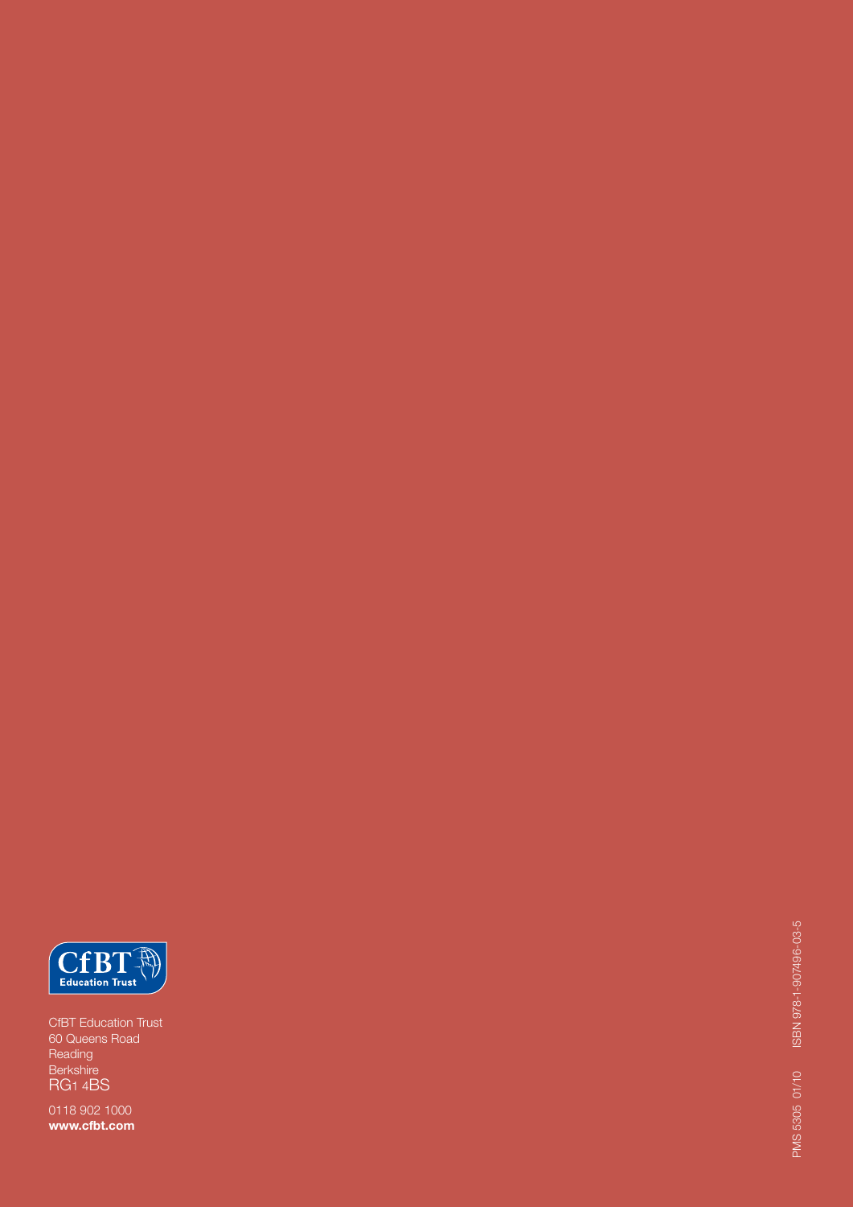CfBT Education Trust

CfBT Education Trust
60 Queens Road
Reading
Berkshire
RG1 4BS

0118 902 1000
**www.cfbt.com**

PMS 5305 01/10 ISBN 978-1-907496-03-5